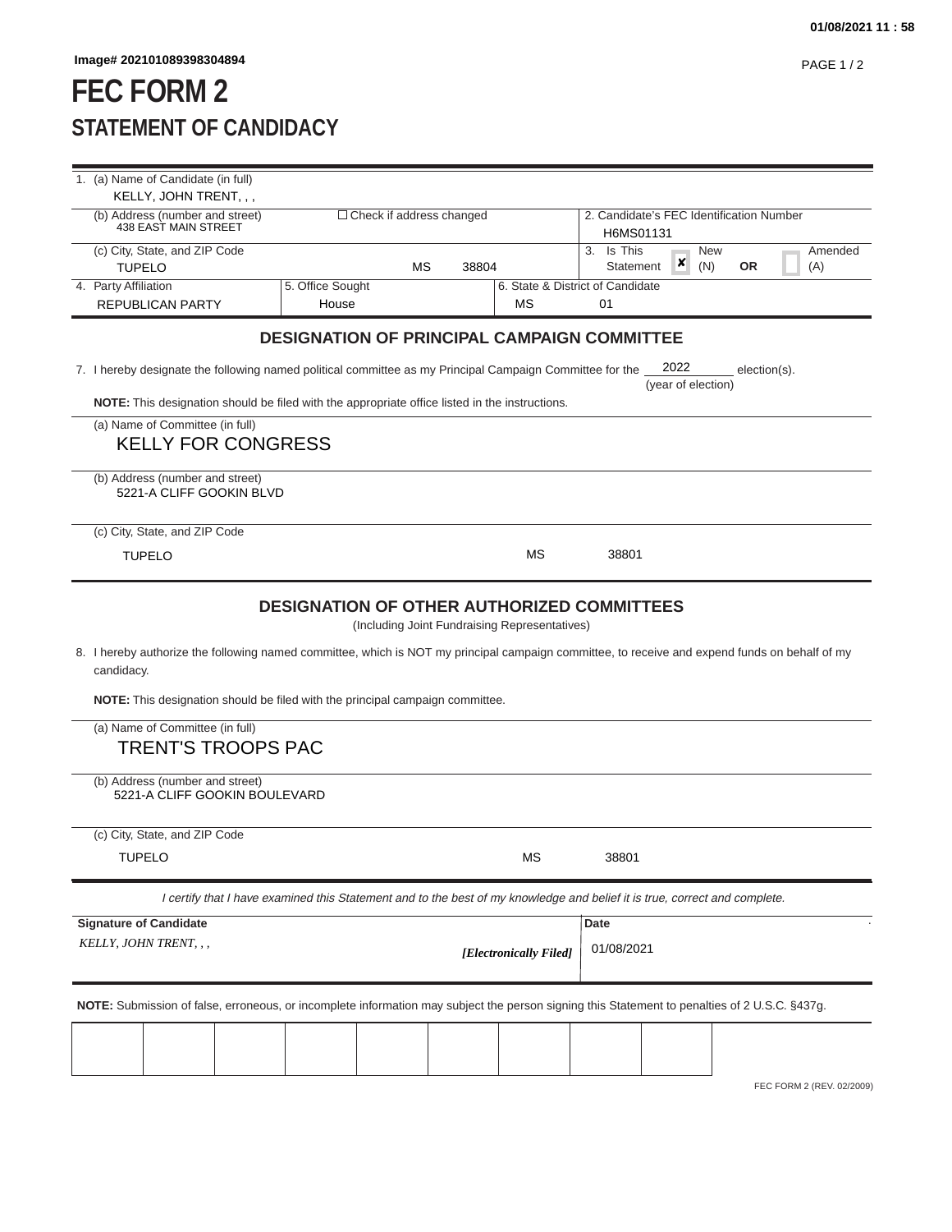Image# 202101089398304894

# FEC FORM 2

## STATEMENT OF CANDIDACY

| | | | |
|---|---|---|---|
| 1. (a) Name of Candidate (in full)<br>KELLY, JOHN TRENT, , , | | | |
| (b) Address (number and street)<br>438 EAST MAIN STREET | ☐ Check if address changed | | 2. Candidate's FEC Identification Number<br>H6MS01131 |
| (c) City, State, and ZIP Code<br>TUPELO | MS 38804 | | 3. Is This Statement ☒ New (N) **OR** ☐ Amended (A) |
| 4. Party Affiliation<br>REPUBLICAN PARTY | 5. Office Sought<br>House | 6. State & District of Candidate<br>MS | 01 |

### DESIGNATION OF PRINCIPAL CAMPAIGN COMMITTEE

7. I hereby designate the following named political committee as my Principal Campaign Committee for the 2022 (year of election) election(s).

**NOTE:** This designation should be filed with the appropriate office listed in the instructions.

(a) Name of Committee (in full)
KELLY FOR CONGRESS

(b) Address (number and street)
5221-A CLIFF GOOKIN BLVD

(c) City, State, and ZIP Code
TUPELO MS 38801

### DESIGNATION OF OTHER AUTHORIZED COMMITTEES

(Including Joint Fundraising Representatives)

8. I hereby authorize the following named committee, which is NOT my principal campaign committee, to receive and expend funds on behalf of my candidacy.

**NOTE:** This designation should be filed with the principal campaign committee.

(a) Name of Committee (in full)
TRENT'S TROOPS PAC

(b) Address (number and street)
5221-A CLIFF GOOKIN BOULEVARD

(c) City, State, and ZIP Code
TUPELO MS 38801

*I certify that I have examined this Statement and to the best of my knowledge and belief it is true, correct and complete.*

| **Signature of Candidate** | **Date** |
|---|---|
| *KELLY, JOHN TRENT, , ,* ***[Electronically Filed]*** | 01/08/2021 |

**NOTE:** Submission of false, erroneous, or incomplete information may subject the person signing this Statement to penalties of 2 U.S.C. §437g.

FEC FORM 2 (REV. 02/2009)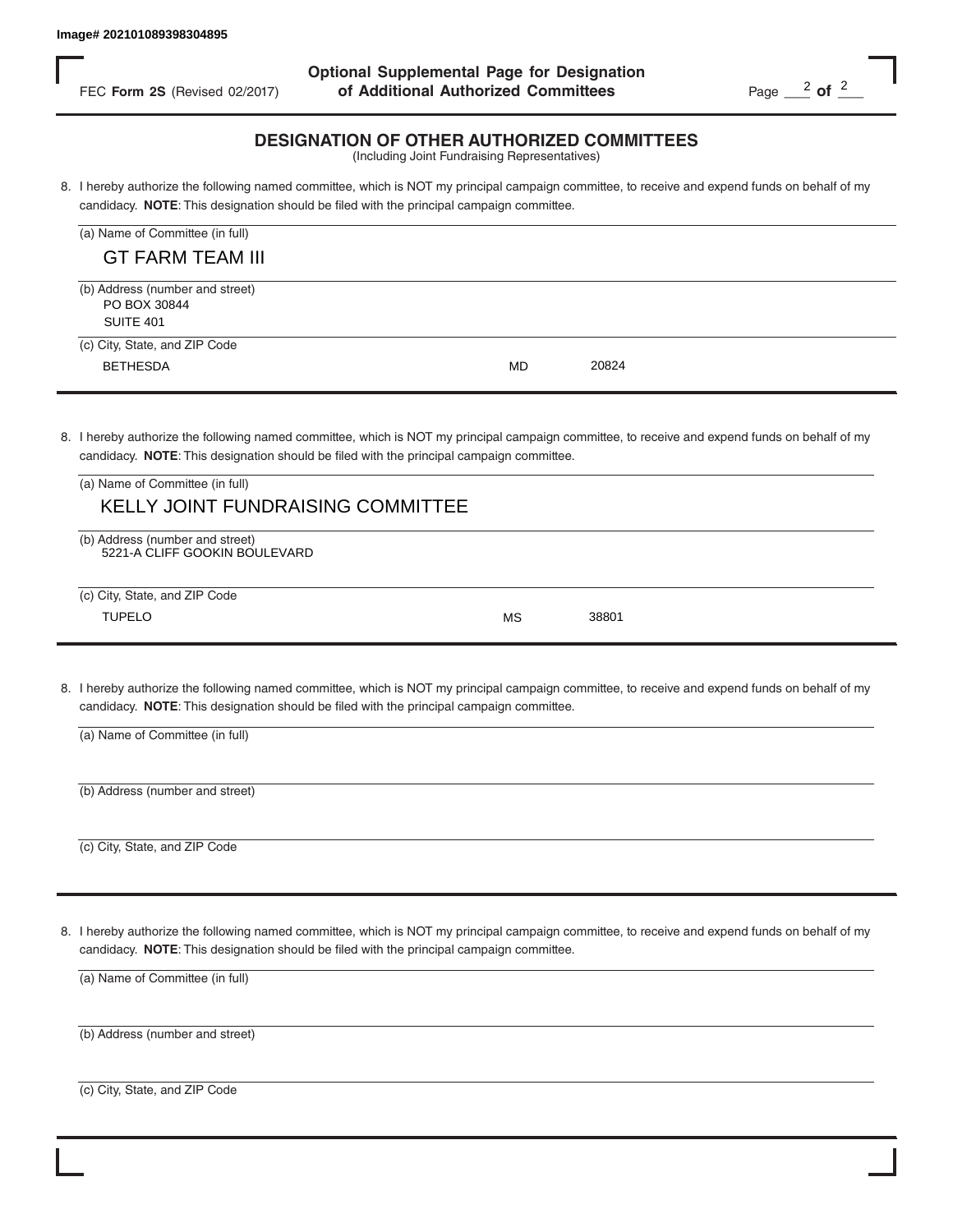Image# 202101089398304895

FEC **Form 2S** (Revised 02/2017)

**Optional Supplemental Page for Designation of Additional Authorized Committees**

## DESIGNATION OF OTHER AUTHORIZED COMMITTEES

(Including Joint Fundraising Representatives)

8. I hereby authorize the following named committee, which is NOT my principal campaign committee, to receive and expend funds on behalf of my candidacy. **NOTE**: This designation should be filed with the principal campaign committee.

(a) Name of Committee (in full)

GT FARM TEAM III

(b) Address (number and street)

PO BOX 30844
SUITE 401

(c) City, State, and ZIP Code

BETHESDA MD 20824

8. I hereby authorize the following named committee, which is NOT my principal campaign committee, to receive and expend funds on behalf of my candidacy. **NOTE**: This designation should be filed with the principal campaign committee.

(a) Name of Committee (in full)

KELLY JOINT FUNDRAISING COMMITTEE

(b) Address (number and street)

5221-A CLIFF GOOKIN BOULEVARD

(c) City, State, and ZIP Code

TUPELO MS 38801

8. I hereby authorize the following named committee, which is NOT my principal campaign committee, to receive and expend funds on behalf of my candidacy. **NOTE**: This designation should be filed with the principal campaign committee.

(a) Name of Committee (in full)

(b) Address (number and street)

(c) City, State, and ZIP Code

8. I hereby authorize the following named committee, which is NOT my principal campaign committee, to receive and expend funds on behalf of my candidacy. **NOTE**: This designation should be filed with the principal campaign committee.

(a) Name of Committee (in full)

(b) Address (number and street)

(c) City, State, and ZIP Code